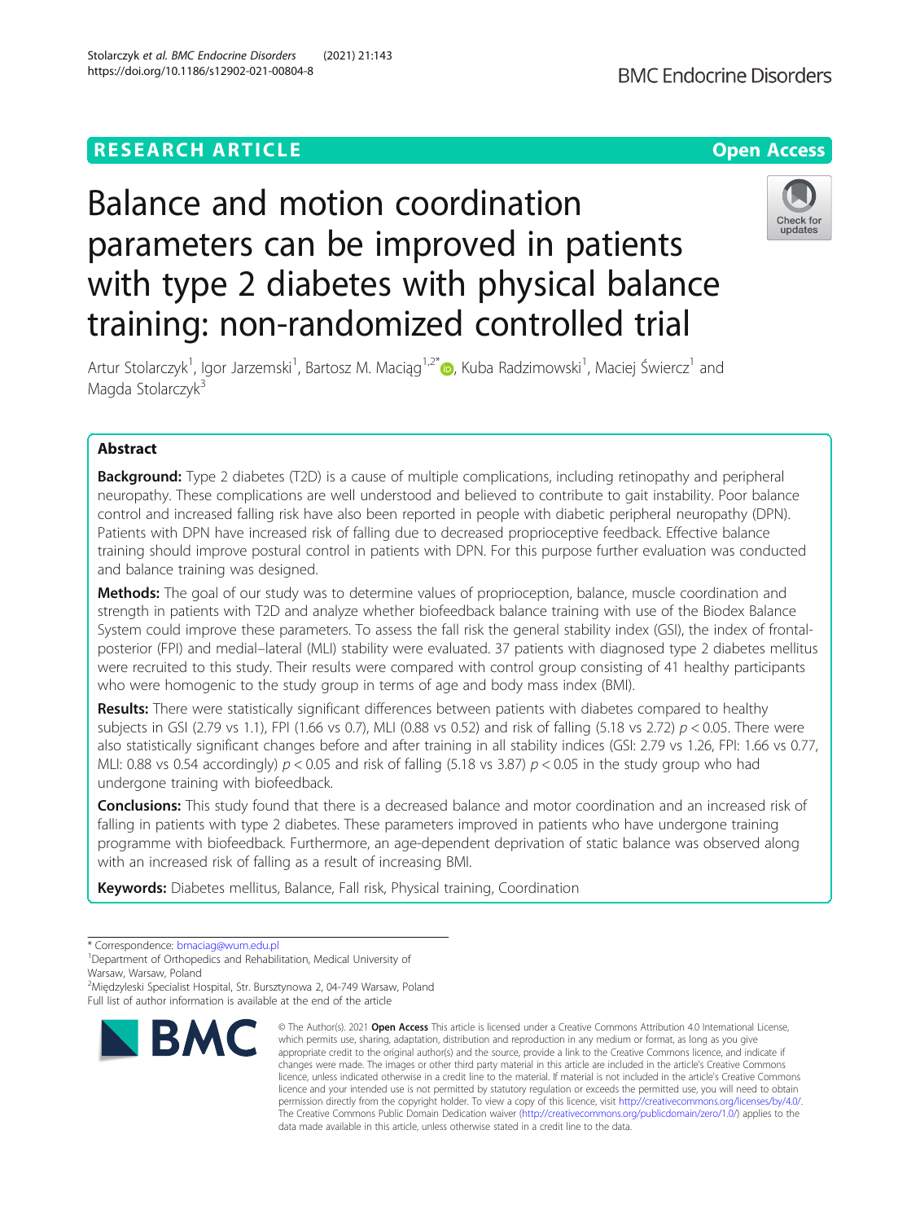RESEARCH ARTICLE

Open Access

# Balance and motion coordination parameters can be improved in patients with type 2 diabetes with physical balance training: non-randomized controlled trial

Artur Stolarczyk[1], Igor Jarzemski[1], Bartosz M. Maciąg[1,2*], Kuba Radzimowski[1], Maciej Świercz[1] and Magda Stolarczyk[3]

## Abstract

**Background:** Type 2 diabetes (T2D) is a cause of multiple complications, including retinopathy and peripheral neuropathy. These complications are well understood and believed to contribute to gait instability. Poor balance control and increased falling risk have also been reported in people with diabetic peripheral neuropathy (DPN). Patients with DPN have increased risk of falling due to decreased proprioceptive feedback. Effective balance training should improve postural control in patients with DPN. For this purpose further evaluation was conducted and balance training was designed.

**Methods:** The goal of our study was to determine values of proprioception, balance, muscle coordination and strength in patients with T2D and analyze whether biofeedback balance training with use of the Biodex Balance System could improve these parameters. To assess the fall risk the general stability index (GSI), the index of frontal-posterior (FPI) and medial–lateral (MLI) stability were evaluated. 37 patients with diagnosed type 2 diabetes mellitus were recruited to this study. Their results were compared with control group consisting of 41 healthy participants who were homogenic to the study group in terms of age and body mass index (BMI).

**Results:** There were statistically significant differences between patients with diabetes compared to healthy subjects in GSI (2.79 vs 1.1), FPI (1.66 vs 0.7), MLI (0.88 vs 0.52) and risk of falling (5.18 vs 2.72) $p < 0.05$. There were also statistically significant changes before and after training in all stability indices (GSI: 2.79 vs 1.26, FPI: 1.66 vs 0.77, MLI: 0.88 vs 0.54 accordingly) $p < 0.05$ and risk of falling (5.18 vs 3.87) $p < 0.05$ in the study group who had undergone training with biofeedback.

**Conclusions:** This study found that there is a decreased balance and motor coordination and an increased risk of falling in patients with type 2 diabetes. These parameters improved in patients who have undergone training programme with biofeedback. Furthermore, an age-dependent deprivation of static balance was observed along with an increased risk of falling as a result of increasing BMI.

**Keywords:** Diabetes mellitus, Balance, Fall risk, Physical training, Coordination

---

* Correspondence: bmaciag@wum.edu.pl
[1]Department of Orthopedics and Rehabilitation, Medical University of Warsaw, Warsaw, Poland
[2]Międzyleski Specialist Hospital, Str. Bursztynowa 2, 04-749 Warsaw, Poland
Full list of author information is available at the end of the article

© The Author(s). 2021 **Open Access** This article is licensed under a Creative Commons Attribution 4.0 International License, which permits use, sharing, adaptation, distribution and reproduction in any medium or format, as long as you give appropriate credit to the original author(s) and the source, provide a link to the Creative Commons licence, and indicate if changes were made. The images or other third party material in this article are included in the article's Creative Commons licence, unless indicated otherwise in a credit line to the material. If material is not included in the article's Creative Commons licence and your intended use is not permitted by statutory regulation or exceeds the permitted use, you will need to obtain permission directly from the copyright holder. To view a copy of this licence, visit http://creativecommons.org/licenses/by/4.0/. The Creative Commons Public Domain Dedication waiver (http://creativecommons.org/publicdomain/zero/1.0/) applies to the data made available in this article, unless otherwise stated in a credit line to the data.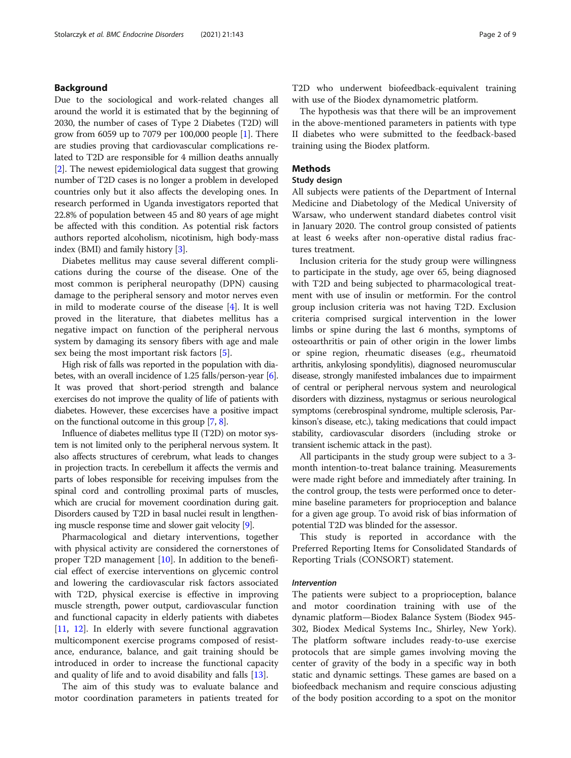## Background

Due to the sociological and work-related changes all around the world it is estimated that by the beginning of 2030, the number of cases of Type 2 Diabetes (T2D) will grow from 6059 up to 7079 per 100,000 people [1]. There are studies proving that cardiovascular complications related to T2D are responsible for 4 million deaths annually [2]. The newest epidemiological data suggest that growing number of T2D cases is no longer a problem in developed countries only but it also affects the developing ones. In research performed in Uganda investigators reported that 22.8% of population between 45 and 80 years of age might be affected with this condition. As potential risk factors authors reported alcoholism, nicotinism, high body-mass index (BMI) and family history [3].

Diabetes mellitus may cause several different complications during the course of the disease. One of the most common is peripheral neuropathy (DPN) causing damage to the peripheral sensory and motor nerves even in mild to moderate course of the disease [4]. It is well proved in the literature, that diabetes mellitus has a negative impact on function of the peripheral nervous system by damaging its sensory fibers with age and male sex being the most important risk factors [5].

High risk of falls was reported in the population with diabetes, with an overall incidence of 1.25 falls/person-year [6]. It was proved that short-period strength and balance exercises do not improve the quality of life of patients with diabetes. However, these excercises have a positive impact on the functional outcome in this group [7, 8].

Influence of diabetes mellitus type II (T2D) on motor system is not limited only to the peripheral nervous system. It also affects structures of cerebrum, what leads to changes in projection tracts. In cerebellum it affects the vermis and parts of lobes responsible for receiving impulses from the spinal cord and controlling proximal parts of muscles, which are crucial for movement coordination during gait. Disorders caused by T2D in basal nuclei result in lengthening muscle response time and slower gait velocity [9].

Pharmacological and dietary interventions, together with physical activity are considered the cornerstones of proper T2D management [10]. In addition to the beneficial effect of exercise interventions on glycemic control and lowering the cardiovascular risk factors associated with T2D, physical exercise is effective in improving muscle strength, power output, cardiovascular function and functional capacity in elderly patients with diabetes [11, 12]. In elderly with severe functional aggravation multicomponent exercise programs composed of resistance, endurance, balance, and gait training should be introduced in order to increase the functional capacity and quality of life and to avoid disability and falls [13].

The aim of this study was to evaluate balance and motor coordination parameters in patients treated for T2D who underwent biofeedback-equivalent training with use of the Biodex dynamometric platform.

The hypothesis was that there will be an improvement in the above-mentioned parameters in patients with type II diabetes who were submitted to the feedback-based training using the Biodex platform.

## Methods

### Study design

All subjects were patients of the Department of Internal Medicine and Diabetology of the Medical University of Warsaw, who underwent standard diabetes control visit in January 2020. The control group consisted of patients at least 6 weeks after non-operative distal radius fractures treatment.

Inclusion criteria for the study group were willingness to participate in the study, age over 65, being diagnosed with T2D and being subjected to pharmacological treatment with use of insulin or metformin. For the control group inclusion criteria was not having T2D. Exclusion criteria comprised surgical intervention in the lower limbs or spine during the last 6 months, symptoms of osteoarthritis or pain of other origin in the lower limbs or spine region, rheumatic diseases (e.g., rheumatoid arthritis, ankylosing spondylitis), diagnosed neuromuscular disease, strongly manifested imbalances due to impairment of central or peripheral nervous system and neurological disorders with dizziness, nystagmus or serious neurological symptoms (cerebrospinal syndrome, multiple sclerosis, Parkinson's disease, etc.), taking medications that could impact stability, cardiovascular disorders (including stroke or transient ischemic attack in the past).

All participants in the study group were subject to a 3-month intention-to-treat balance training. Measurements were made right before and immediately after training. In the control group, the tests were performed once to determine baseline parameters for proprioception and balance for a given age group. To avoid risk of bias information of potential T2D was blinded for the assessor.

This study is reported in accordance with the Preferred Reporting Items for Consolidated Standards of Reporting Trials (CONSORT) statement.

#### *Intervention*

The patients were subject to a proprioception, balance and motor coordination training with use of the dynamic platform—Biodex Balance System (Biodex 945-302, Biodex Medical Systems Inc., Shirley, New York). The platform software includes ready-to-use exercise protocols that are simple games involving moving the center of gravity of the body in a specific way in both static and dynamic settings. These games are based on a biofeedback mechanism and require conscious adjusting of the body position according to a spot on the monitor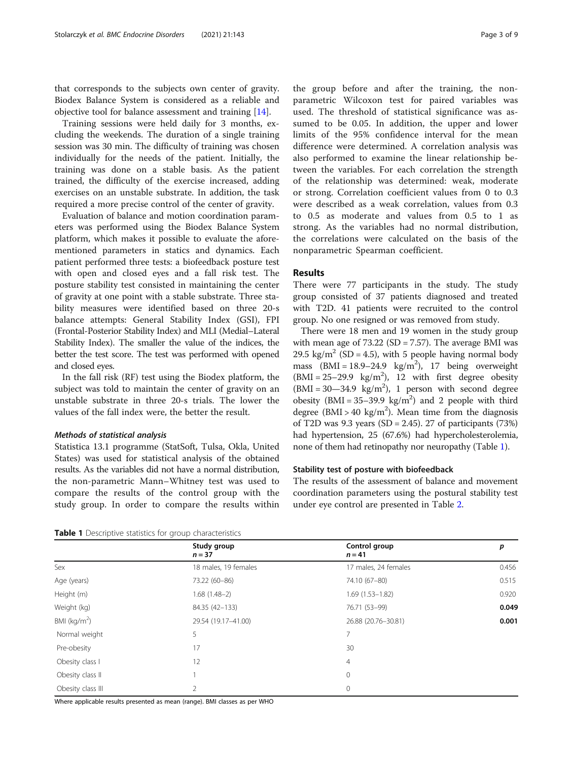that corresponds to the subjects own center of gravity. Biodex Balance System is considered as a reliable and objective tool for balance assessment and training [14].

Training sessions were held daily for 3 months, excluding the weekends. The duration of a single training session was 30 min. The difficulty of training was chosen individually for the needs of the patient. Initially, the training was done on a stable basis. As the patient trained, the difficulty of the exercise increased, adding exercises on an unstable substrate. In addition, the task required a more precise control of the center of gravity.

Evaluation of balance and motion coordination parameters was performed using the Biodex Balance System platform, which makes it possible to evaluate the aforementioned parameters in statics and dynamics. Each patient performed three tests: a biofeedback posture test with open and closed eyes and a fall risk test. The posture stability test consisted in maintaining the center of gravity at one point with a stable substrate. Three stability measures were identified based on three 20-s balance attempts: General Stability Index (GSI), FPI (Frontal-Posterior Stability Index) and MLI (Medial–Lateral Stability Index). The smaller the value of the indices, the better the test score. The test was performed with opened and closed eyes.

In the fall risk (RF) test using the Biodex platform, the subject was told to maintain the center of gravity on an unstable substrate in three 20-s trials. The lower the values of the fall index were, the better the result.

#### *Methods of statistical analysis*

Statistica 13.1 programme (StatSoft, Tulsa, Okla, United States) was used for statistical analysis of the obtained results. As the variables did not have a normal distribution, the non-parametric Mann–Whitney test was used to compare the results of the control group with the study group. In order to compare the results within the group before and after the training, the non-parametric Wilcoxon test for paired variables was used. The threshold of statistical significance was assumed to be 0.05. In addition, the upper and lower limits of the 95% confidence interval for the mean difference were determined. A correlation analysis was also performed to examine the linear relationship between the variables. For each correlation the strength of the relationship was determined: weak, moderate or strong. Correlation coefficient values from 0 to 0.3 were described as a weak correlation, values from 0.3 to 0.5 as moderate and values from 0.5 to 1 as strong. As the variables had no normal distribution, the correlations were calculated on the basis of the nonparametric Spearman coefficient.

## Results

There were 77 participants in the study. The study group consisted of 37 patients diagnosed and treated with T2D. 41 patients were recruited to the control group. No one resigned or was removed from study.

There were 18 men and 19 women in the study group with mean age of 73.22 (SD = 7.57). The average BMI was 29.5 kg/m$^2$ (SD = 4.5), with 5 people having normal body mass (BMI = 18.9–24.9 kg/m$^2$), 17 being overweight (BMI = 25–29.9 kg/m$^2$), 12 with first degree obesity (BMI = 30—34.9 kg/m$^2$), 1 person with second degree obesity (BMI = 35–39.9 kg/m$^2$) and 2 people with third degree (BMI > 40 kg/m$^2$). Mean time from the diagnosis of T2D was 9.3 years (SD = 2.45). 27 of participants (73%) had hypertension, 25 (67.6%) had hypercholesterolemia, none of them had retinopathy nor neuropathy (Table 1).

### Stability test of posture with biofeedback

The results of the assessment of balance and movement coordination parameters using the postural stability test under eye control are presented in Table 2.

**Table 1** Descriptive statistics for group characteristics

| | Study group $n = 37$ | Control group $n = 41$ | *p* |
|---|---|---|---|
| Sex | 18 males, 19 females | 17 males, 24 females | 0.456 |
| Age (years) | 73.22 (60–86) | 74.10 (67–80) | 0.515 |
| Height (m) | 1.68 (1.48–2) | 1.69 (1.53–1.82) | 0.920 |
| Weight (kg) | 84.35 (42–133) | 76.71 (53–99) | **0.049** |
| BMI (kg/m$^2$) | 29.54 (19.17–41.00) | 26.88 (20.76–30.81) | **0.001** |
| Normal weight | 5 | 7 | |
| Pre-obesity | 17 | 30 | |
| Obesity class I | 12 | 4 | |
| Obesity class II | 1 | 0 | |
| Obesity class III | 2 | 0 | |

Where applicable results presented as mean (range). BMI classes as per WHO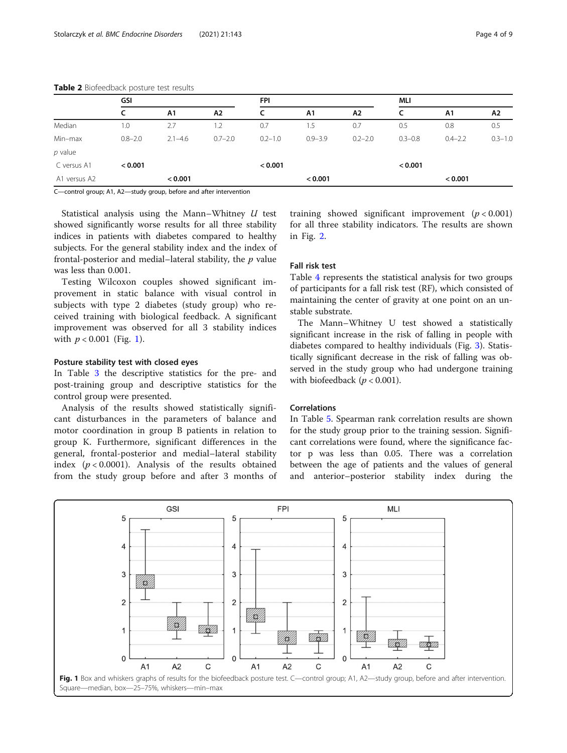**Table 2** Biofeedback posture test results

| | GSI | | | FPI | | | MLI | | |
|---|---|---|---|---|---|---|---|---|---|
| | C | A1 | A2 | C | A1 | A2 | C | A1 | A2 |
| Median | 1.0 | 2.7 | 1.2 | 0.7 | 1.5 | 0.7 | 0.5 | 0.8 | 0.5 |
| Min–max | 0.8–2.0 | 2.1–4.6 | 0.7–2.0 | 0.2–1.0 | 0.9–3.9 | 0.2–2.0 | 0.3–0.8 | 0.4–2.2 | 0.3–1.0 |
| *p* value | | | | | | | | | |
| C versus A1 | **< 0.001** | | | **< 0.001** | | | **< 0.001** | | |
| A1 versus A2 | | **< 0.001** | | | **< 0.001** | | | **< 0.001** | |

C—control group; A1, A2—study group, before and after intervention

Statistical analysis using the Mann–Whitney *U* test showed significantly worse results for all three stability indices in patients with diabetes compared to healthy subjects. For the general stability index and the index of frontal-posterior and medial–lateral stability, the *p* value was less than 0.001.

Testing Wilcoxon couples showed significant improvement in static balance with visual control in subjects with type 2 diabetes (study group) who received training with biological feedback. A significant improvement was observed for all 3 stability indices with $p < 0.001$ (Fig. 1).

### Posture stability test with closed eyes

In Table 3 the descriptive statistics for the pre- and post-training group and descriptive statistics for the control group were presented.

Analysis of the results showed statistically significant disturbances in the parameters of balance and motor coordination in group B patients in relation to group K. Furthermore, significant differences in the general, frontal-posterior and medial–lateral stability index ($p < 0.0001$). Analysis of the results obtained from the study group before and after 3 months of training showed significant improvement ($p < 0.001$) for all three stability indicators. The results are shown in Fig. 2.

### Fall risk test

Table 4 represents the statistical analysis for two groups of participants for a fall risk test (RF), which consisted of maintaining the center of gravity at one point on an unstable substrate.

The Mann–Whitney U test showed a statistically significant increase in the risk of falling in people with diabetes compared to healthy individuals (Fig. 3). Statistically significant decrease in the risk of falling was observed in the study group who had undergone training with biofeedback ($p < 0.001$).

### Correlations

In Table 5. Spearman rank correlation results are shown for the study group prior to the training session. Significant correlations were found, where the significance factor p was less than 0.05. There was a correlation between the age of patients and the values of general and anterior–posterior stability index during the

**Fig. 1** Box and whiskers graphs of results for the biofeedback posture test. C—control group; A1, A2—study group, before and after intervention. Square—median, box—25–75%, whiskers—min–max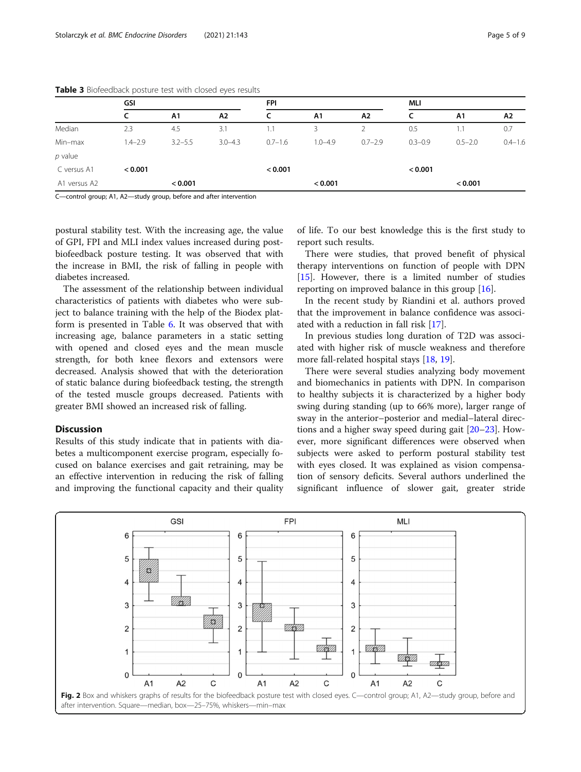**Table 3** Biofeedback posture test with closed eyes results

| | GSI | | | FPI | | | MLI | | |
|---|---|---|---|---|---|---|---|---|---|
| | C | A1 | A2 | C | A1 | A2 | C | A1 | A2 |
| Median | 2.3 | 4.5 | 3.1 | 1.1 | 3 | 2 | 0.5 | 1.1 | 0.7 |
| Min–max | 1.4–2.9 | 3.2–5.5 | 3.0–4.3 | 0.7–1.6 | 1.0–4.9 | 0.7–2.9 | 0.3–0.9 | 0.5–2.0 | 0.4–1.6 |
| *p* value | | | | | | | | | |
| C versus A1 | **< 0.001** | | | **< 0.001** | | | **< 0.001** | | |
| A1 versus A2 | | **< 0.001** | | | **< 0.001** | | | **< 0.001** | |

C—control group; A1, A2—study group, before and after intervention

postural stability test. With the increasing age, the value of GPI, FPI and MLI index values increased during post-biofeedback posture testing. It was observed that with the increase in BMI, the risk of falling in people with diabetes increased.

The assessment of the relationship between individual characteristics of patients with diabetes who were subject to balance training with the help of the Biodex platform is presented in Table 6. It was observed that with increasing age, balance parameters in a static setting with opened and closed eyes and the mean muscle strength, for both knee flexors and extensors were decreased. Analysis showed that with the deterioration of static balance during biofeedback testing, the strength of the tested muscle groups decreased. Patients with greater BMI showed an increased risk of falling.

## Discussion

Results of this study indicate that in patients with diabetes a multicomponent exercise program, especially focused on balance exercises and gait retraining, may be an effective intervention in reducing the risk of falling and improving the functional capacity and their quality of life. To our best knowledge this is the first study to report such results.

There were studies, that proved benefit of physical therapy interventions on function of people with DPN [15]. However, there is a limited number of studies reporting on improved balance in this group [16].

In the recent study by Riandini et al. authors proved that the improvement in balance confidence was associated with a reduction in fall risk [17].

In previous studies long duration of T2D was associated with higher risk of muscle weakness and therefore more fall-related hospital stays [18, 19].

There were several studies analyzing body movement and biomechanics in patients with DPN. In comparison to healthy subjects it is characterized by a higher body swing during standing (up to 66% more), larger range of sway in the anterior–posterior and medial–lateral directions and a higher sway speed during gait [20–23]. However, more significant differences were observed when subjects were asked to perform postural stability test with eyes closed. It was explained as vision compensation of sensory deficits. Several authors underlined the significant influence of slower gait, greater stride

**Fig. 2** Box and whiskers graphs of results for the biofeedback posture test with closed eyes. C—control group; A1, A2—study group, before and after intervention. Square—median, box—25–75%, whiskers—min–max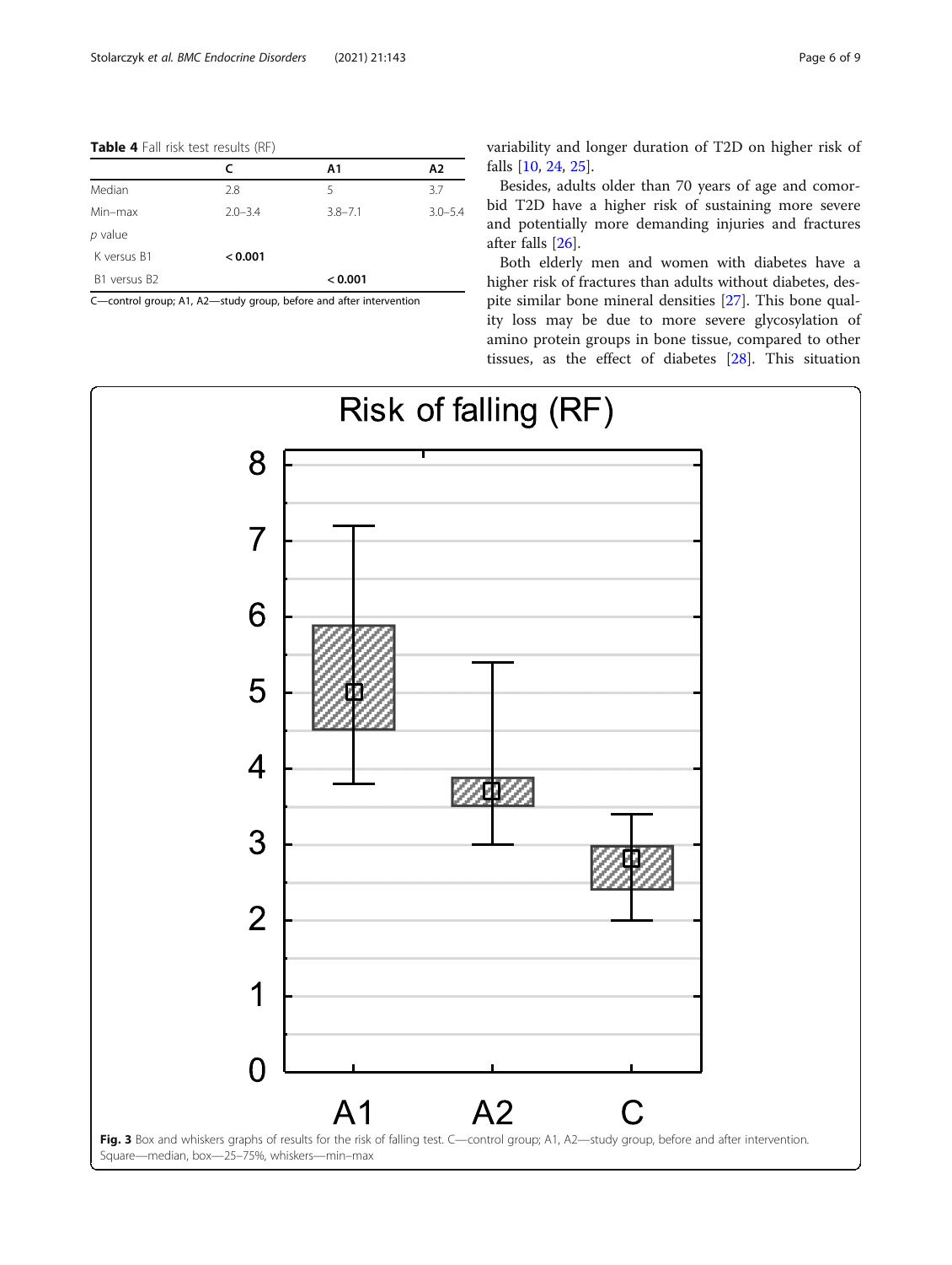**Table 4** Fall risk test results (RF)

| | C | A1 | A2 |
|---|---|---|---|
| Median | 2.8 | 5 | 3.7 |
| Min–max | 2.0–3.4 | 3.8–7.1 | 3.0–5.4 |
| *p* value | | | |
| K versus B1 | **< 0.001** | | |
| B1 versus B2 | | **< 0.001** | |

C—control group; A1, A2—study group, before and after intervention

variability and longer duration of T2D on higher risk of falls [10, 24, 25].

Besides, adults older than 70 years of age and comorbid T2D have a higher risk of sustaining more severe and potentially more demanding injuries and fractures after falls [26].

Both elderly men and women with diabetes have a higher risk of fractures than adults without diabetes, despite similar bone mineral densities [27]. This bone quality loss may be due to more severe glycosylation of amino protein groups in bone tissue, compared to other tissues, as the effect of diabetes [28]. This situation

**Fig. 3** Box and whiskers graphs of results for the risk of falling test. C—control group; A1, A2—study group, before and after intervention. Square—median, box—25–75%, whiskers—min–max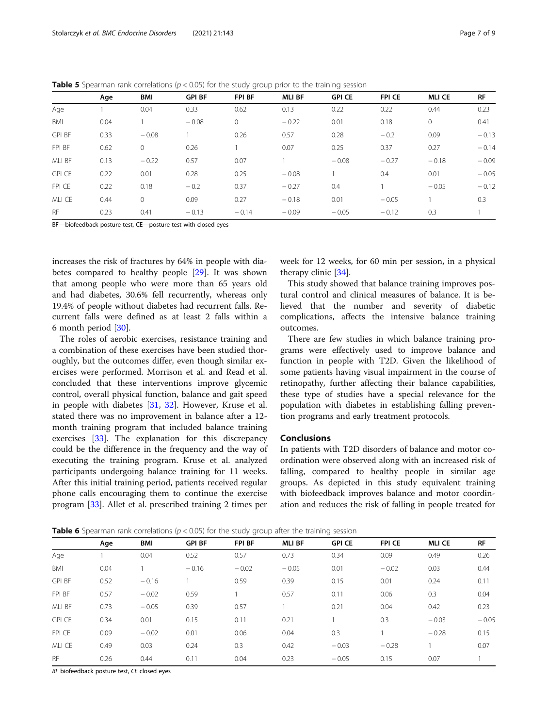**Table 5** Spearman rank correlations ($p < 0.05$) for the study group prior to the training session

|  | Age | BMI | GPI BF | FPI BF | MLI BF | GPI CE | FPI CE | MLI CE | RF |
|---|---|---|---|---|---|---|---|---|---|
| Age | 1 | 0.04 | 0.33 | 0.62 | 0.13 | 0.22 | 0.22 | 0.44 | 0.23 |
| BMI | 0.04 | 1 | − 0.08 | 0 | − 0.22 | 0.01 | 0.18 | 0 | 0.41 |
| GPI BF | 0.33 | − 0.08 | 1 | 0.26 | 0.57 | 0.28 | − 0.2 | 0.09 | − 0.13 |
| FPI BF | 0.62 | 0 | 0.26 | 1 | 0.07 | 0.25 | 0.37 | 0.27 | − 0.14 |
| MLI BF | 0.13 | − 0.22 | 0.57 | 0.07 | 1 | − 0.08 | − 0.27 | − 0.18 | − 0.09 |
| GPI CE | 0.22 | 0.01 | 0.28 | 0.25 | − 0.08 | 1 | 0.4 | 0.01 | − 0.05 |
| FPI CE | 0.22 | 0.18 | − 0.2 | 0.37 | − 0.27 | 0.4 | 1 | − 0.05 | − 0.12 |
| MLI CE | 0.44 | 0 | 0.09 | 0.27 | − 0.18 | 0.01 | − 0.05 | 1 | 0.3 |
| RF | 0.23 | 0.41 | − 0.13 | − 0.14 | − 0.09 | − 0.05 | − 0.12 | 0.3 | 1 |

BF—biofeedback posture test, CE—posture test with closed eyes

increases the risk of fractures by 64% in people with diabetes compared to healthy people [29]. It was shown that among people who were more than 65 years old and had diabetes, 30.6% fell recurrently, whereas only 19.4% of people without diabetes had recurrent falls. Recurrent falls were defined as at least 2 falls within a 6 month period [30].

The roles of aerobic exercises, resistance training and a combination of these exercises have been studied thoroughly, but the outcomes differ, even though similar exercises were performed. Morrison et al. and Read et al. concluded that these interventions improve glycemic control, overall physical function, balance and gait speed in people with diabetes [31, 32]. However, Kruse et al. stated there was no improvement in balance after a 12-month training program that included balance training exercises [33]. The explanation for this discrepancy could be the difference in the frequency and the way of executing the training program. Kruse et al. analyzed participants undergoing balance training for 11 weeks. After this initial training period, patients received regular phone calls encouraging them to continue the exercise program [33]. Allet et al. prescribed training 2 times per week for 12 weeks, for 60 min per session, in a physical therapy clinic [34].

This study showed that balance training improves postural control and clinical measures of balance. It is believed that the number and severity of diabetic complications, affects the intensive balance training outcomes.

There are few studies in which balance training programs were effectively used to improve balance and function in people with T2D. Given the likelihood of some patients having visual impairment in the course of retinopathy, further affecting their balance capabilities, these type of studies have a special relevance for the population with diabetes in establishing falling prevention programs and early treatment protocols.

## Conclusions

In patients with T2D disorders of balance and motor coordination were observed along with an increased risk of falling, compared to healthy people in similar age groups. As depicted in this study equivalent training with biofeedback improves balance and motor coordination and reduces the risk of falling in people treated for

**Table 6** Spearman rank correlations ($p < 0.05$) for the study group after the training session

|  | Age | BMI | GPI BF | FPI BF | MLI BF | GPI CE | FPI CE | MLI CE | RF |
|---|---|---|---|---|---|---|---|---|---|
| Age | 1 | 0.04 | 0.52 | 0.57 | 0.73 | 0.34 | 0.09 | 0.49 | 0.26 |
| BMI | 0.04 | 1 | − 0.16 | − 0.02 | − 0.05 | 0.01 | − 0.02 | 0.03 | 0.44 |
| GPI BF | 0.52 | − 0.16 | 1 | 0.59 | 0.39 | 0.15 | 0.01 | 0.24 | 0.11 |
| FPI BF | 0.57 | − 0.02 | 0.59 | 1 | 0.57 | 0.11 | 0.06 | 0.3 | 0.04 |
| MLI BF | 0.73 | − 0.05 | 0.39 | 0.57 | 1 | 0.21 | 0.04 | 0.42 | 0.23 |
| GPI CE | 0.34 | 0.01 | 0.15 | 0.11 | 0.21 | 1 | 0.3 | − 0.03 | − 0.05 |
| FPI CE | 0.09 | − 0.02 | 0.01 | 0.06 | 0.04 | 0.3 | 1 | − 0.28 | 0.15 |
| MLI CE | 0.49 | 0.03 | 0.24 | 0.3 | 0.42 | − 0.03 | − 0.28 | 1 | 0.07 |
| RF | 0.26 | 0.44 | 0.11 | 0.04 | 0.23 | − 0.05 | 0.15 | 0.07 | 1 |

*BF* biofeedback posture test, *CE* closed eyes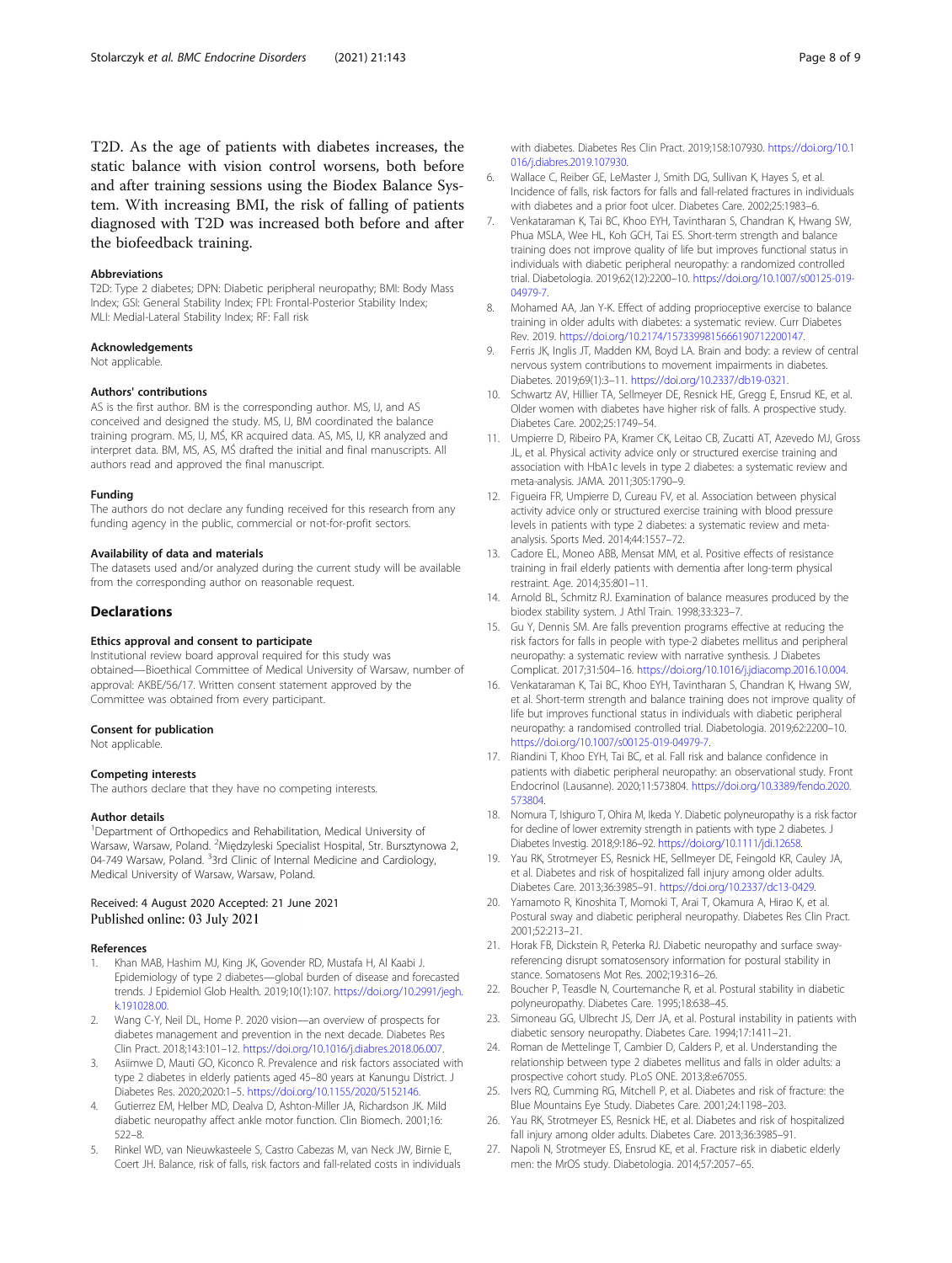T2D. As the age of patients with diabetes increases, the static balance with vision control worsens, both before and after training sessions using the Biodex Balance System. With increasing BMI, the risk of falling of patients diagnosed with T2D was increased both before and after the biofeedback training.

#### Abbreviations

T2D: Type 2 diabetes; DPN: Diabetic peripheral neuropathy; BMI: Body Mass Index; GSI: General Stability Index; FPI: Frontal-Posterior Stability Index; MLI: Medial-Lateral Stability Index; RF: Fall risk

#### Acknowledgements

Not applicable.

#### Authors' contributions

AS is the first author. BM is the corresponding author. MS, IJ, and AS conceived and designed the study. MS, IJ, BM coordinated the balance training program. MS, IJ, MŚ, KR acquired data. AS, MS, IJ, KR analyzed and interpret data. BM, MS, AS, MŚ drafted the initial and final manuscripts. All authors read and approved the final manuscript.

#### Funding

The authors do not declare any funding received for this research from any funding agency in the public, commercial or not-for-profit sectors.

#### Availability of data and materials

The datasets used and/or analyzed during the current study will be available from the corresponding author on reasonable request.

## Declarations

#### Ethics approval and consent to participate

Institutional review board approval required for this study was obtained—Bioethical Committee of Medical University of Warsaw, number of approval: AKBE/56/17. Written consent statement approved by the Committee was obtained from every participant.

#### Consent for publication

Not applicable.

#### Competing interests

The authors declare that they have no competing interests.

#### Author details

[1]Department of Orthopedics and Rehabilitation, Medical University of Warsaw, Warsaw, Poland. [2]Międzyleski Specialist Hospital, Str. Bursztynowa 2, 04-749 Warsaw, Poland. [3]3rd Clinic of Internal Medicine and Cardiology, Medical University of Warsaw, Warsaw, Poland.

Received: 4 August 2020 Accepted: 21 June 2021
Published online: 03 July 2021

#### References

1. Khan MAB, Hashim MJ, King JK, Govender RD, Mustafa H, Al Kaabi J. Epidemiology of type 2 diabetes—global burden of disease and forecasted trends. J Epidemiol Glob Health. 2019;10(1):107. https://doi.org/10.2991/jegh.k.191028.00.
2. Wang C-Y, Neil DL, Home P. 2020 vision—an overview of prospects for diabetes management and prevention in the next decade. Diabetes Res Clin Pract. 2018;143:101–12. https://doi.org/10.1016/j.diabres.2018.06.007.
3. Asiimwe D, Mauti GO, Kiconco R. Prevalence and risk factors associated with type 2 diabetes in elderly patients aged 45–80 years at Kanungu District. J Diabetes Res. 2020;2020:1–5. https://doi.org/10.1155/2020/5152146.
4. Gutierrez EM, Helber MD, Dealva D, Ashton-Miller JA, Richardson JK. Mild diabetic neuropathy affect ankle motor function. Clin Biomech. 2001;16:522–8.
5. Rinkel WD, van Nieuwkasteele S, Castro Cabezas M, van Neck JW, Birnie E, Coert JH. Balance, risk of falls, risk factors and fall-related costs in individuals with diabetes. Diabetes Res Clin Pract. 2019;158:107930. https://doi.org/10.1016/j.diabres.2019.107930.
6. Wallace C, Reiber GE, LeMaster J, Smith DG, Sullivan K, Hayes S, et al. Incidence of falls, risk factors for falls and fall-related fractures in individuals with diabetes and a prior foot ulcer. Diabetes Care. 2002;25:1983–6.
7. Venkataraman K, Tai BC, Khoo EYH, Tavintharan S, Chandran K, Hwang SW, Phua MSLA, Wee HL, Koh GCH, Tai ES. Short-term strength and balance training does not improve quality of life but improves functional status in individuals with diabetic peripheral neuropathy: a randomized controlled trial. Diabetologia. 2019;62(12):2200–10. https://doi.org/10.1007/s00125-019-04979-7.
8. Mohamed AA, Jan Y-K. Effect of adding proprioceptive exercise to balance training in older adults with diabetes: a systematic review. Curr Diabetes Rev. 2019. https://doi.org/10.2174/1573399815666190712200147.
9. Ferris JK, Inglis JT, Madden KM, Boyd LA. Brain and body: a review of central nervous system contributions to movement impairments in diabetes. Diabetes. 2019;69(1):3–11. https://doi.org/10.2337/db19-0321.
10. Schwartz AV, Hillier TA, Sellmeyer DE, Resnick HE, Gregg E, Ensrud KE, et al. Older women with diabetes have higher risk of falls. A prospective study. Diabetes Care. 2002;25:1749–54.
11. Umpierre D, Ribeiro PA, Kramer CK, Leitao CB, Zucatti AT, Azevedo MJ, Gross JL, et al. Physical activity advice only or structured exercise training and association with HbA1c levels in type 2 diabetes: a systematic review and meta-analysis. JAMA. 2011;305:1790–9.
12. Figueira FR, Umpierre D, Cureau FV, et al. Association between physical activity advice only or structured exercise training with blood pressure levels in patients with type 2 diabetes: a systematic review and meta-analysis. Sports Med. 2014;44:1557–72.
13. Cadore EL, Moneo ABB, Mensat MM, et al. Positive effects of resistance training in frail elderly patients with dementia after long-term physical restraint. Age. 2014;35:801–11.
14. Arnold BL, Schmitz RJ. Examination of balance measures produced by the biodex stability system. J Athl Train. 1998;33:323–7.
15. Gu Y, Dennis SM. Are falls prevention programs effective at reducing the risk factors for falls in people with type-2 diabetes mellitus and peripheral neuropathy: a systematic review with narrative synthesis. J Diabetes Complicat. 2017;31:504–16. https://doi.org/10.1016/j.jdiacomp.2016.10.004.
16. Venkataraman K, Tai BC, Khoo EYH, Tavintharan S, Chandran K, Hwang SW, et al. Short-term strength and balance training does not improve quality of life but improves functional status in individuals with diabetic peripheral neuropathy: a randomised controlled trial. Diabetologia. 2019;62:2200–10. https://doi.org/10.1007/s00125-019-04979-7.
17. Riandini T, Khoo EYH, Tai BC, et al. Fall risk and balance confidence in patients with diabetic peripheral neuropathy: an observational study. Front Endocrinol (Lausanne). 2020;11:573804. https://doi.org/10.3389/fendo.2020.573804.
18. Nomura T, Ishiguro T, Ohira M, Ikeda Y. Diabetic polyneuropathy is a risk factor for decline of lower extremity strength in patients with type 2 diabetes. J Diabetes Investig. 2018;9:186–92. https://doi.org/10.1111/jdi.12658.
19. Yau RK, Strotmeyer ES, Resnick HE, Sellmeyer DE, Feingold KR, Cauley JA, et al. Diabetes and risk of hospitalized fall injury among older adults. Diabetes Care. 2013;36:3985–91. https://doi.org/10.2337/dc13-0429.
20. Yamamoto R, Kinoshita T, Momoki T, Arai T, Okamura A, Hirao K, et al. Postural sway and diabetic peripheral neuropathy. Diabetes Res Clin Pract. 2001;52:213–21.
21. Horak FB, Dickstein R, Peterka RJ. Diabetic neuropathy and surface sway-referencing disrupt somatosensory information for postural stability in stance. Somatosens Mot Res. 2002;19:316–26.
22. Boucher P, Teasdle N, Courtemanche R, et al. Postural stability in diabetic polyneuropathy. Diabetes Care. 1995;18:638–45.
23. Simoneau GG, Ulbrecht JS, Derr JA, et al. Postural instability in patients with diabetic sensory neuropathy. Diabetes Care. 1994;17:1411–21.
24. Roman de Mettelinge T, Cambier D, Calders P, et al. Understanding the relationship between type 2 diabetes mellitus and falls in older adults: a prospective cohort study. PLoS ONE. 2013;8:e67055.
25. Ivers RQ, Cumming RG, Mitchell P, et al. Diabetes and risk of fracture: the Blue Mountains Eye Study. Diabetes Care. 2001;24:1198–203.
26. Yau RK, Strotmeyer ES, Resnick HE, et al. Diabetes and risk of hospitalized fall injury among older adults. Diabetes Care. 2013;36:3985–91.
27. Napoli N, Strotmeyer ES, Ensrud KE, et al. Fracture risk in diabetic elderly men: the MrOS study. Diabetologia. 2014;57:2057–65.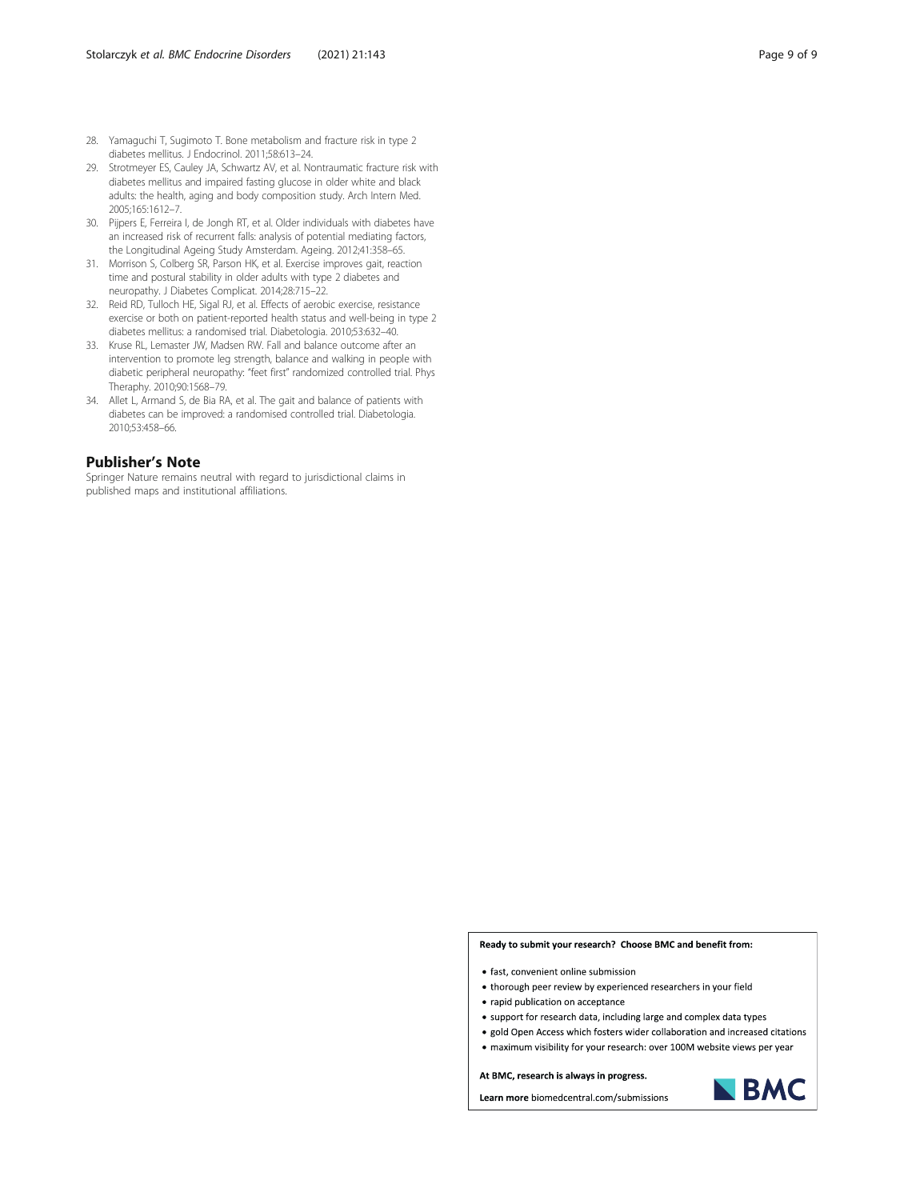28. Yamaguchi T, Sugimoto T. Bone metabolism and fracture risk in type 2 diabetes mellitus. J Endocrinol. 2011;58:613–24.
29. Strotmeyer ES, Cauley JA, Schwartz AV, et al. Nontraumatic fracture risk with diabetes mellitus and impaired fasting glucose in older white and black adults: the health, aging and body composition study. Arch Intern Med. 2005;165:1612–7.
30. Pijpers E, Ferreira I, de Jongh RT, et al. Older individuals with diabetes have an increased risk of recurrent falls: analysis of potential mediating factors, the Longitudinal Ageing Study Amsterdam. Ageing. 2012;41:358–65.
31. Morrison S, Colberg SR, Parson HK, et al. Exercise improves gait, reaction time and postural stability in older adults with type 2 diabetes and neuropathy. J Diabetes Complicat. 2014;28:715–22.
32. Reid RD, Tulloch HE, Sigal RJ, et al. Effects of aerobic exercise, resistance exercise or both on patient-reported health status and well-being in type 2 diabetes mellitus: a randomised trial. Diabetologia. 2010;53:632–40.
33. Kruse RL, Lemaster JW, Madsen RW. Fall and balance outcome after an intervention to promote leg strength, balance and walking in people with diabetic peripheral neuropathy: "feet first" randomized controlled trial. Phys Theraphy. 2010;90:1568–79.
34. Allet L, Armand S, de Bia RA, et al. The gait and balance of patients with diabetes can be improved: a randomised controlled trial. Diabetologia. 2010;53:458–66.

## Publisher's Note

Springer Nature remains neutral with regard to jurisdictional claims in published maps and institutional affiliations.

**Ready to submit your research? Choose BMC and benefit from:**

- fast, convenient online submission
- thorough peer review by experienced researchers in your field
- rapid publication on acceptance
- support for research data, including large and complex data types
- gold Open Access which fosters wider collaboration and increased citations
- maximum visibility for your research: over 100M website views per year

**At BMC, research is always in progress.**

**Learn more** biomedcentral.com/submissions

BMC